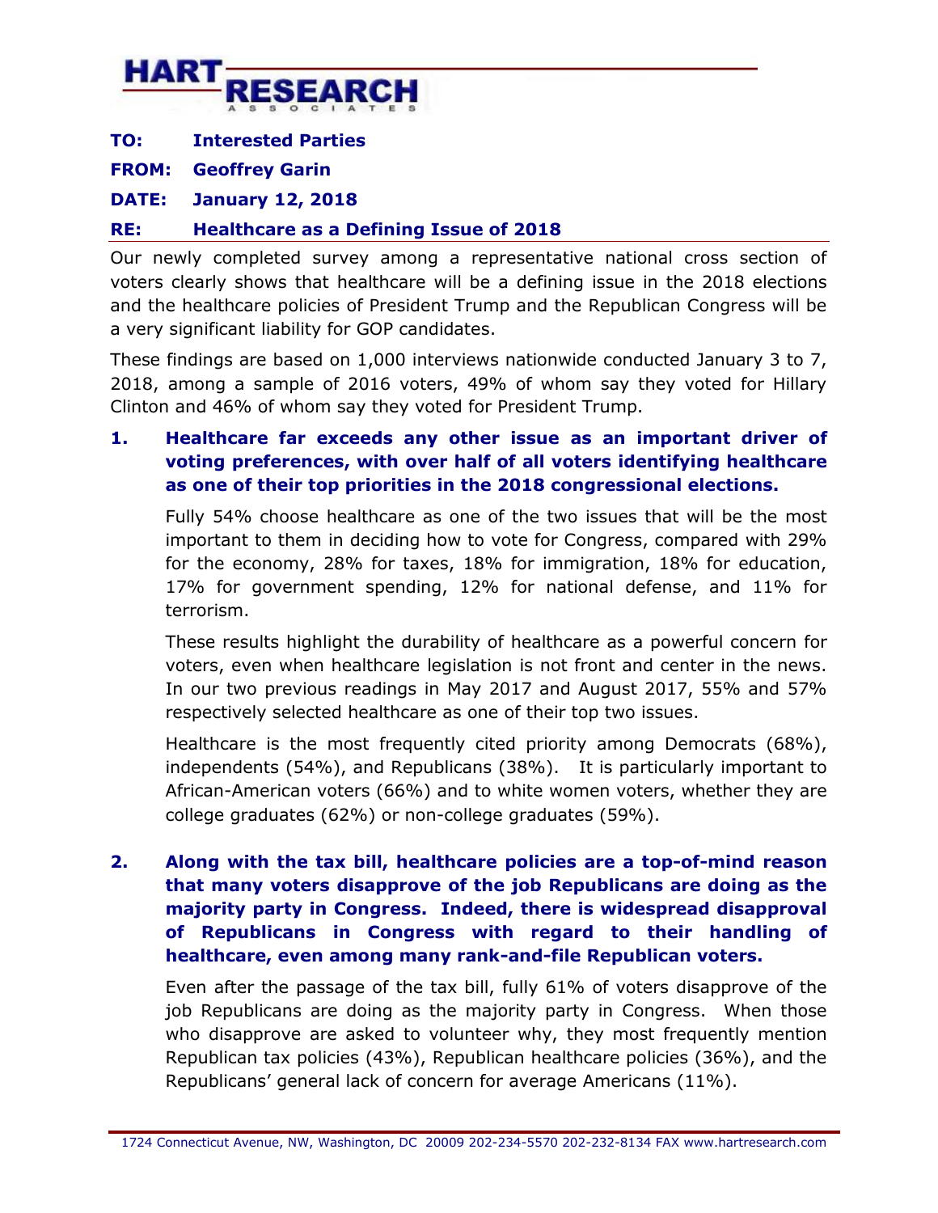# HART RESEARCH ASSOCIATES

**TO:** Interested Parties

**FROM:** Geoffrey Garin

**DATE:** January 12, 2018

**RE:** Healthcare as a Defining Issue of 2018

Our newly completed survey among a representative national cross section of voters clearly shows that healthcare will be a defining issue in the 2018 elections and the healthcare policies of President Trump and the Republican Congress will be a very significant liability for GOP candidates.

These findings are based on 1,000 interviews nationwide conducted January 3 to 7, 2018, among a sample of 2016 voters, 49% of whom say they voted for Hillary Clinton and 46% of whom say they voted for President Trump.

1. **Healthcare far exceeds any other issue as an important driver of voting preferences, with over half of all voters identifying healthcare as one of their top priorities in the 2018 congressional elections.**

   Fully 54% choose healthcare as one of the two issues that will be the most important to them in deciding how to vote for Congress, compared with 29% for the economy, 28% for taxes, 18% for immigration, 18% for education, 17% for government spending, 12% for national defense, and 11% for terrorism.

   These results highlight the durability of healthcare as a powerful concern for voters, even when healthcare legislation is not front and center in the news. In our two previous readings in May 2017 and August 2017, 55% and 57% respectively selected healthcare as one of their top two issues.

   Healthcare is the most frequently cited priority among Democrats (68%), independents (54%), and Republicans (38%). It is particularly important to African-American voters (66%) and to white women voters, whether they are college graduates (62%) or non-college graduates (59%).

2. **Along with the tax bill, healthcare policies are a top-of-mind reason that many voters disapprove of the job Republicans are doing as the majority party in Congress. Indeed, there is widespread disapproval of Republicans in Congress with regard to their handling of healthcare, even among many rank-and-file Republican voters.**

   Even after the passage of the tax bill, fully 61% of voters disapprove of the job Republicans are doing as the majority party in Congress. When those who disapprove are asked to volunteer why, they most frequently mention Republican tax policies (43%), Republican healthcare policies (36%), and the Republicans' general lack of concern for average Americans (11%).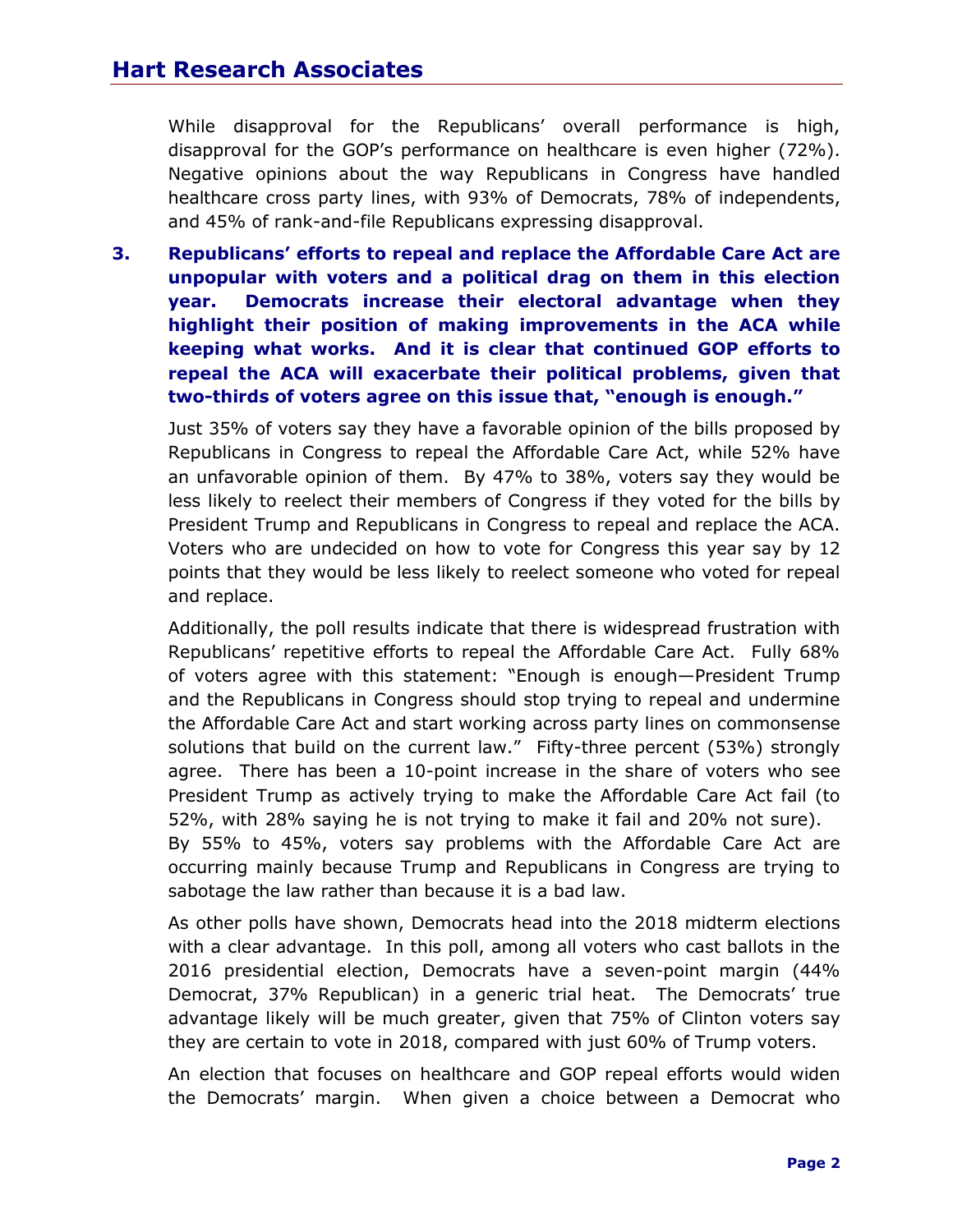While disapproval for the Republicans' overall performance is high, disapproval for the GOP's performance on healthcare is even higher (72%). Negative opinions about the way Republicans in Congress have handled healthcare cross party lines, with 93% of Democrats, 78% of independents, and 45% of rank-and-file Republicans expressing disapproval.

**3. Republicans' efforts to repeal and replace the Affordable Care Act are unpopular with voters and a political drag on them in this election year. Democrats increase their electoral advantage when they highlight their position of making improvements in the ACA while keeping what works. And it is clear that continued GOP efforts to repeal the ACA will exacerbate their political problems, given that two-thirds of voters agree on this issue that, "enough is enough."**

Just 35% of voters say they have a favorable opinion of the bills proposed by Republicans in Congress to repeal the Affordable Care Act, while 52% have an unfavorable opinion of them. By 47% to 38%, voters say they would be less likely to reelect their members of Congress if they voted for the bills by President Trump and Republicans in Congress to repeal and replace the ACA. Voters who are undecided on how to vote for Congress this year say by 12 points that they would be less likely to reelect someone who voted for repeal and replace.

Additionally, the poll results indicate that there is widespread frustration with Republicans' repetitive efforts to repeal the Affordable Care Act. Fully 68% of voters agree with this statement: "Enough is enough—President Trump and the Republicans in Congress should stop trying to repeal and undermine the Affordable Care Act and start working across party lines on commonsense solutions that build on the current law." Fifty-three percent (53%) strongly agree. There has been a 10-point increase in the share of voters who see President Trump as actively trying to make the Affordable Care Act fail (to 52%, with 28% saying he is not trying to make it fail and 20% not sure). By 55% to 45%, voters say problems with the Affordable Care Act are occurring mainly because Trump and Republicans in Congress are trying to sabotage the law rather than because it is a bad law.

As other polls have shown, Democrats head into the 2018 midterm elections with a clear advantage. In this poll, among all voters who cast ballots in the 2016 presidential election, Democrats have a seven-point margin (44% Democrat, 37% Republican) in a generic trial heat. The Democrats' true advantage likely will be much greater, given that 75% of Clinton voters say they are certain to vote in 2018, compared with just 60% of Trump voters.

An election that focuses on healthcare and GOP repeal efforts would widen the Democrats' margin. When given a choice between a Democrat who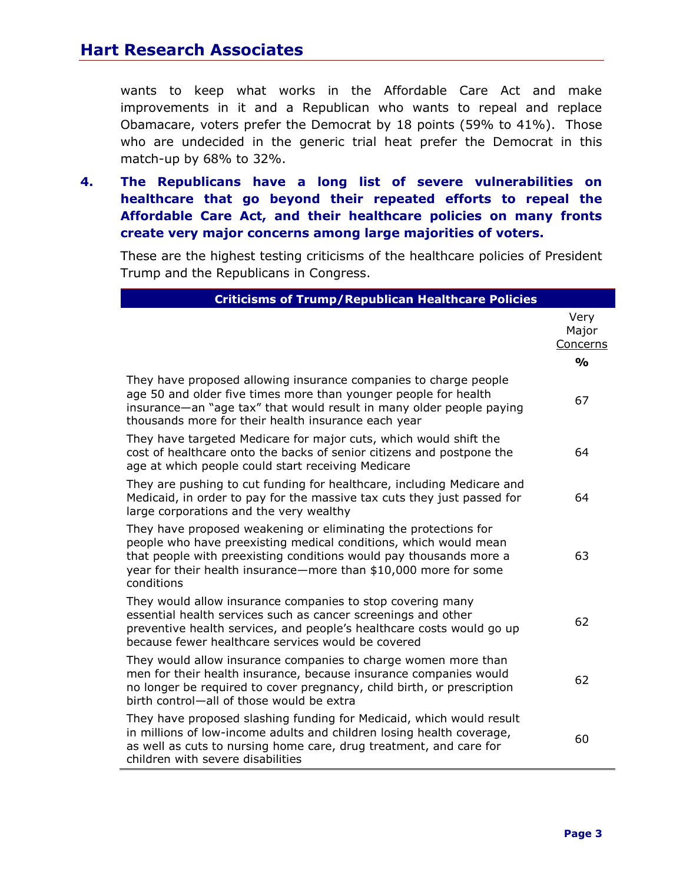wants to keep what works in the Affordable Care Act and make improvements in it and a Republican who wants to repeal and replace Obamacare, voters prefer the Democrat by 18 points (59% to 41%). Those who are undecided in the generic trial heat prefer the Democrat in this match-up by 68% to 32%.

4. **The Republicans have a long list of severe vulnerabilities on healthcare that go beyond their repeated efforts to repeal the Affordable Care Act, and their healthcare policies on many fronts create very major concerns among large majorities of voters.**

These are the highest testing criticisms of the healthcare policies of President Trump and the Republicans in Congress.

| Criticisms of Trump/Republican Healthcare Policies | Very Major Concerns % |
|---|---|
| They have proposed allowing insurance companies to charge people age 50 and older five times more than younger people for health insurance—an "age tax" that would result in many older people paying thousands more for their health insurance each year | 67 |
| They have targeted Medicare for major cuts, which would shift the cost of healthcare onto the backs of senior citizens and postpone the age at which people could start receiving Medicare | 64 |
| They are pushing to cut funding for healthcare, including Medicare and Medicaid, in order to pay for the massive tax cuts they just passed for large corporations and the very wealthy | 64 |
| They have proposed weakening or eliminating the protections for people who have preexisting medical conditions, which would mean that people with preexisting conditions would pay thousands more a year for their health insurance—more than $10,000 more for some conditions | 63 |
| They would allow insurance companies to stop covering many essential health services such as cancer screenings and other preventive health services, and people's healthcare costs would go up because fewer healthcare services would be covered | 62 |
| They would allow insurance companies to charge women more than men for their health insurance, because insurance companies would no longer be required to cover pregnancy, child birth, or prescription birth control—all of those would be extra | 62 |
| They have proposed slashing funding for Medicaid, which would result in millions of low-income adults and children losing health coverage, as well as cuts to nursing home care, drug treatment, and care for children with severe disabilities | 60 |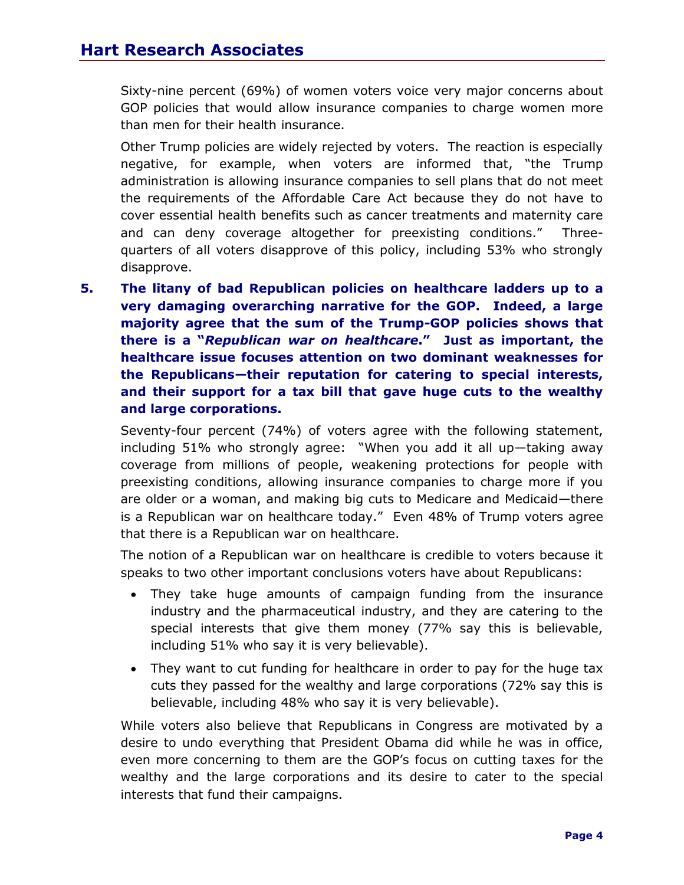Sixty-nine percent (69%) of women voters voice very major concerns about GOP policies that would allow insurance companies to charge women more than men for their health insurance.

Other Trump policies are widely rejected by voters. The reaction is especially negative, for example, when voters are informed that, "the Trump administration is allowing insurance companies to sell plans that do not meet the requirements of the Affordable Care Act because they do not have to cover essential health benefits such as cancer treatments and maternity care and can deny coverage altogether for preexisting conditions." Three-quarters of all voters disapprove of this policy, including 53% who strongly disapprove.

5. **The litany of bad Republican policies on healthcare ladders up to a very damaging overarching narrative for the GOP. Indeed, a large majority agree that the sum of the Trump-GOP policies shows that there is a "*Republican war on healthcare*." Just as important, the healthcare issue focuses attention on two dominant weaknesses for the Republicans—their reputation for catering to special interests, and their support for a tax bill that gave huge cuts to the wealthy and large corporations.**

Seventy-four percent (74%) of voters agree with the following statement, including 51% who strongly agree: "When you add it all up—taking away coverage from millions of people, weakening protections for people with preexisting conditions, allowing insurance companies to charge more if you are older or a woman, and making big cuts to Medicare and Medicaid—there is a Republican war on healthcare today." Even 48% of Trump voters agree that there is a Republican war on healthcare.

The notion of a Republican war on healthcare is credible to voters because it speaks to two other important conclusions voters have about Republicans:

- They take huge amounts of campaign funding from the insurance industry and the pharmaceutical industry, and they are catering to the special interests that give them money (77% say this is believable, including 51% who say it is very believable).
- They want to cut funding for healthcare in order to pay for the huge tax cuts they passed for the wealthy and large corporations (72% say this is believable, including 48% who say it is very believable).

While voters also believe that Republicans in Congress are motivated by a desire to undo everything that President Obama did while he was in office, even more concerning to them are the GOP's focus on cutting taxes for the wealthy and the large corporations and its desire to cater to the special interests that fund their campaigns.